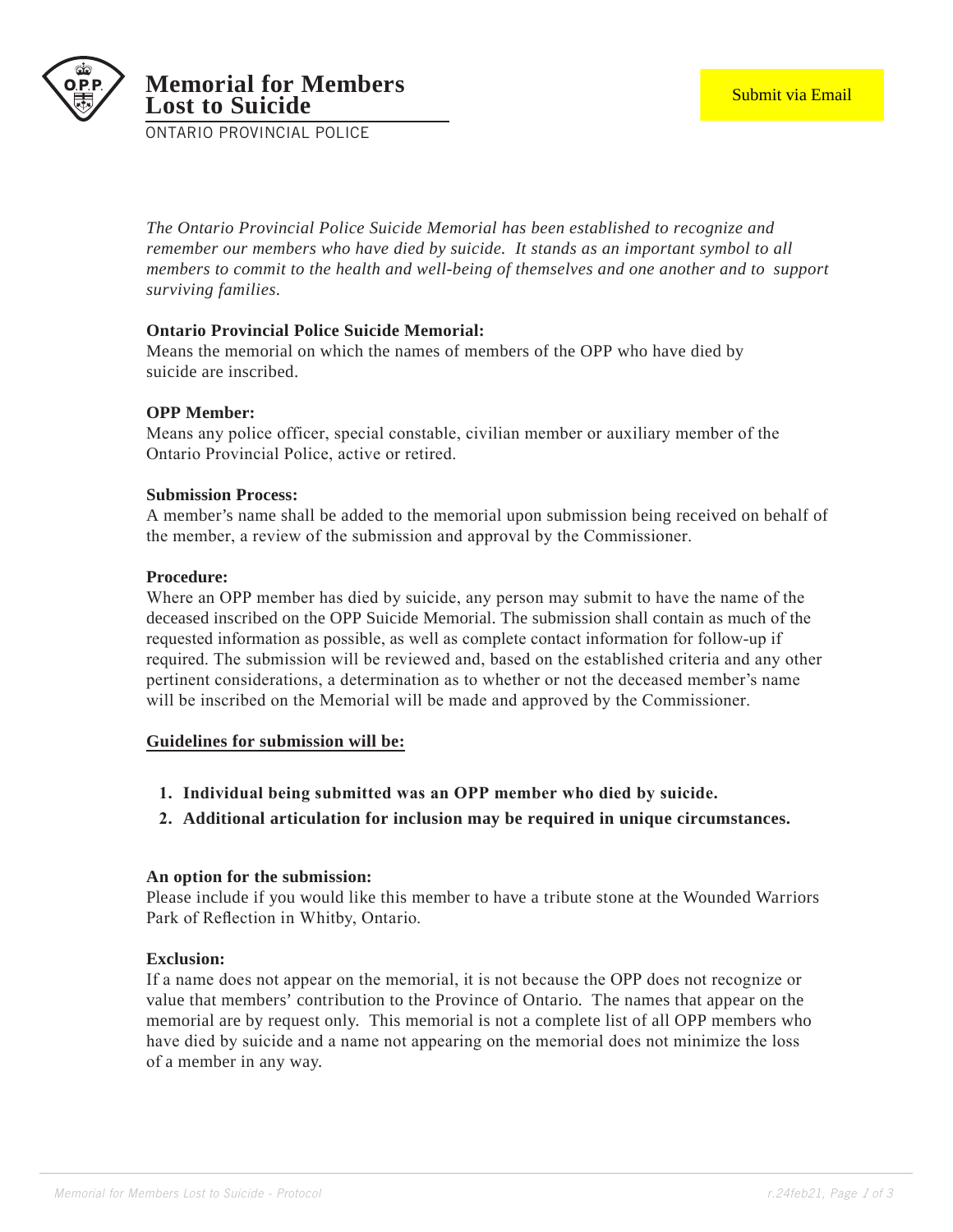# Memorial for Members Lost to Suicide

ONTARIO PROVINCIAL POLICE

Submit via Email

*The Ontario Provincial Police Suicide Memorial has been established to recognize and remember our members who have died by suicide. It stands as an important symbol to all members to commit to the health and well-being of themselves and one another and to support surviving families.*

**Ontario Provincial Police Suicide Memorial:**
Means the memorial on which the names of members of the OPP who have died by suicide are inscribed.

**OPP Member:**
Means any police officer, special constable, civilian member or auxiliary member of the Ontario Provincial Police, active or retired.

**Submission Process:**
A member's name shall be added to the memorial upon submission being received on behalf of the member, a review of the submission and approval by the Commissioner.

**Procedure:**
Where an OPP member has died by suicide, any person may submit to have the name of the deceased inscribed on the OPP Suicide Memorial. The submission shall contain as much of the requested information as possible, as well as complete contact information for follow-up if required. The submission will be reviewed and, based on the established criteria and any other pertinent considerations, a determination as to whether or not the deceased member's name will be inscribed on the Memorial will be made and approved by the Commissioner.

**Guidelines for submission will be:**

1. **Individual being submitted was an OPP member who died by suicide.**
2. **Additional articulation for inclusion may be required in unique circumstances.**

**An option for the submission:**
Please include if you would like this member to have a tribute stone at the Wounded Warriors Park of Reflection in Whitby, Ontario.

**Exclusion:**
If a name does not appear on the memorial, it is not because the OPP does not recognize or value that members' contribution to the Province of Ontario. The names that appear on the memorial are by request only. This memorial is not a complete list of all OPP members who have died by suicide and a name not appearing on the memorial does not minimize the loss of a member in any way.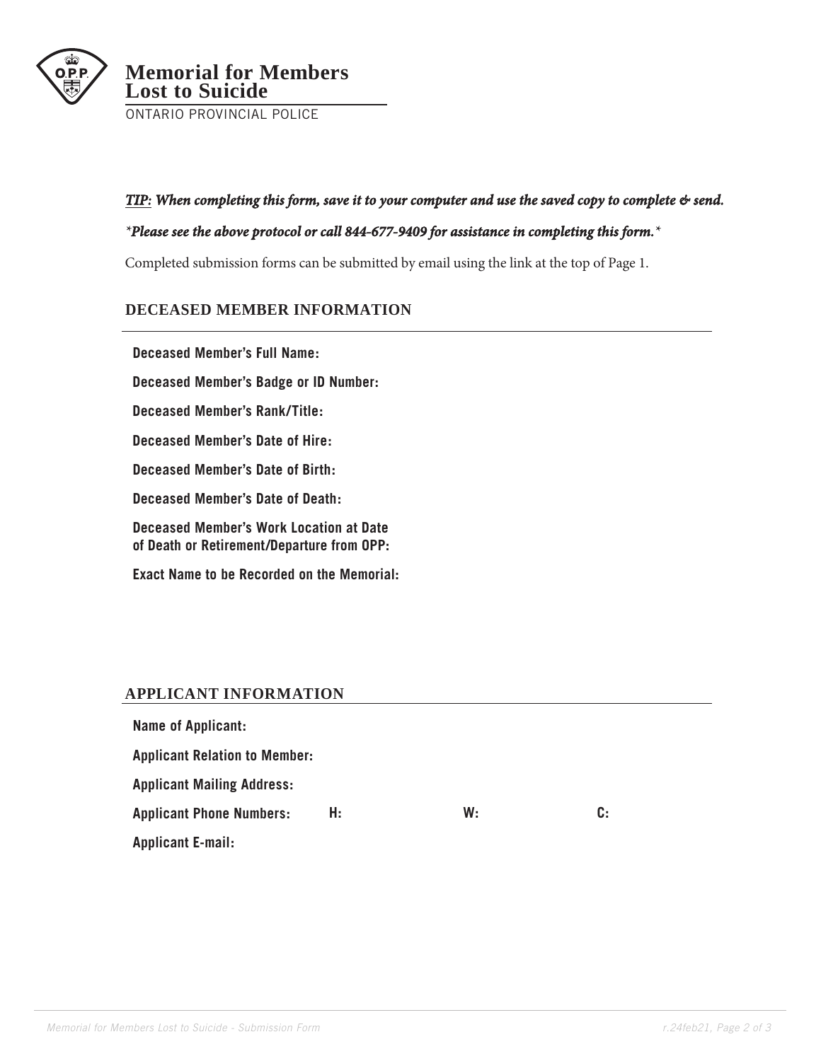# Memorial for Members Lost to Suicide

ONTARIO PROVINCIAL POLICE

***TIP:*** ***When completing this form, save it to your computer and use the saved copy to complete & send.***

****Please see the above protocol or call 844-677-9409 for assistance in completing this form.****

Completed submission forms can be submitted by email using the link at the top of Page 1.

## DECEASED MEMBER INFORMATION

**Deceased Member's Full Name:**

**Deceased Member's Badge or ID Number:**

**Deceased Member's Rank/Title:**

**Deceased Member's Date of Hire:**

**Deceased Member's Date of Birth:**

**Deceased Member's Date of Death:**

**Deceased Member's Work Location at Date of Death or Retirement/Departure from OPP:**

**Exact Name to be Recorded on the Memorial:**

## APPLICANT INFORMATION

**Name of Applicant:**

**Applicant Relation to Member:**

**Applicant Mailing Address:**

**Applicant Phone Numbers:** **H:** **W:** **C:**

**Applicant E-mail:**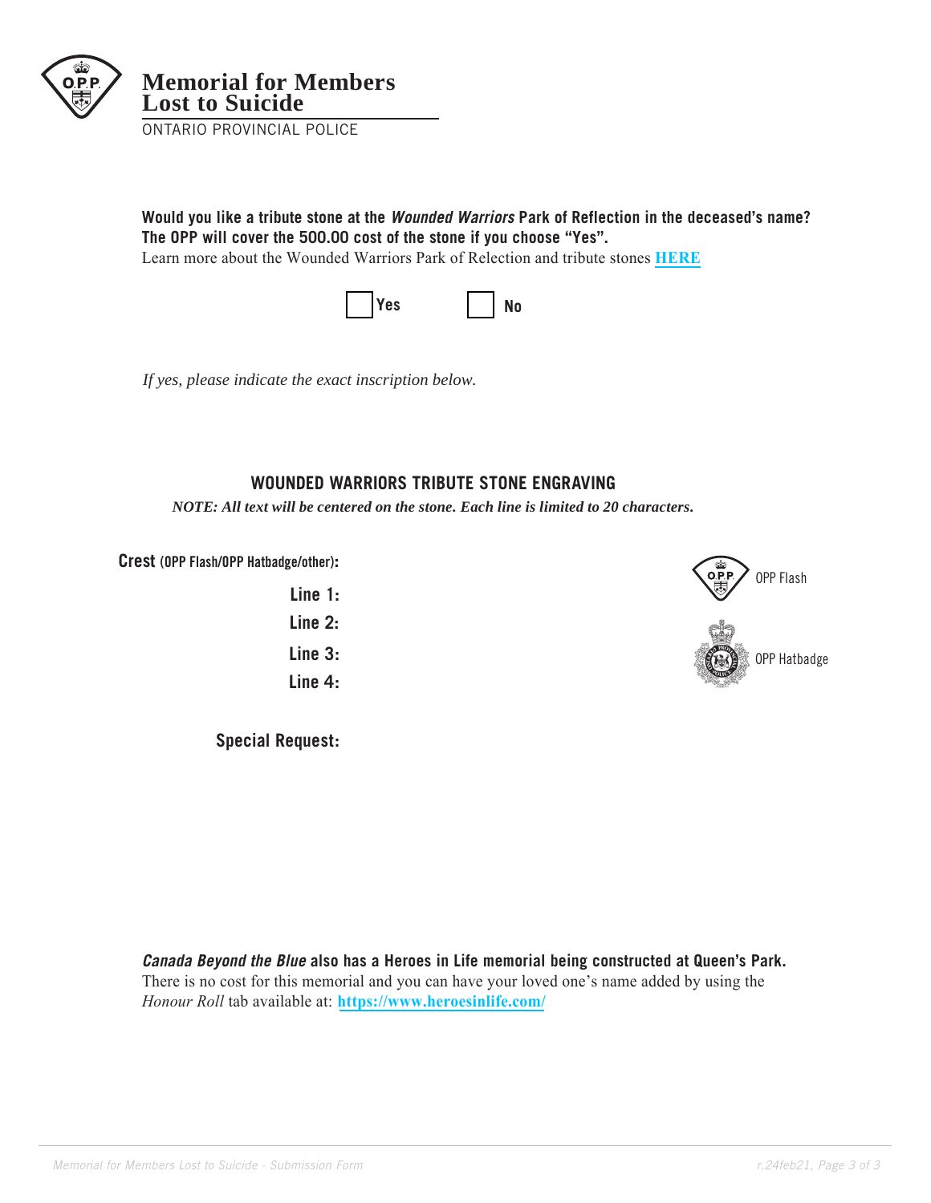# Memorial for Members Lost to Suicide

ONTARIO PROVINCIAL POLICE

**Would you like a tribute stone at the *Wounded Warriors* Park of Reflection in the deceased's name? The OPP will cover the 500.00 cost of the stone if you choose "Yes".**

Learn more about the Wounded Warriors Park of Relection and tribute stones **HERE**

☐ **Yes** ☐ **No**

*If yes, please indicate the exact inscription below.*

## WOUNDED WARRIORS TRIBUTE STONE ENGRAVING

***NOTE: All text will be centered on the stone. Each line is limited to 20 characters.***

**Crest (OPP Flash/OPP Hatbadge/other):**

OPP Flash

OPP Hatbadge

**Line 1:**

**Line 2:**

**Line 3:**

**Line 4:**

**Special Request:**

***Canada Beyond the Blue* also has a Heroes in Life memorial being constructed at Queen's Park.**

There is no cost for this memorial and you can have your loved one's name added by using the *Honour Roll* tab available at: **https://www.heroesinlife.com/**